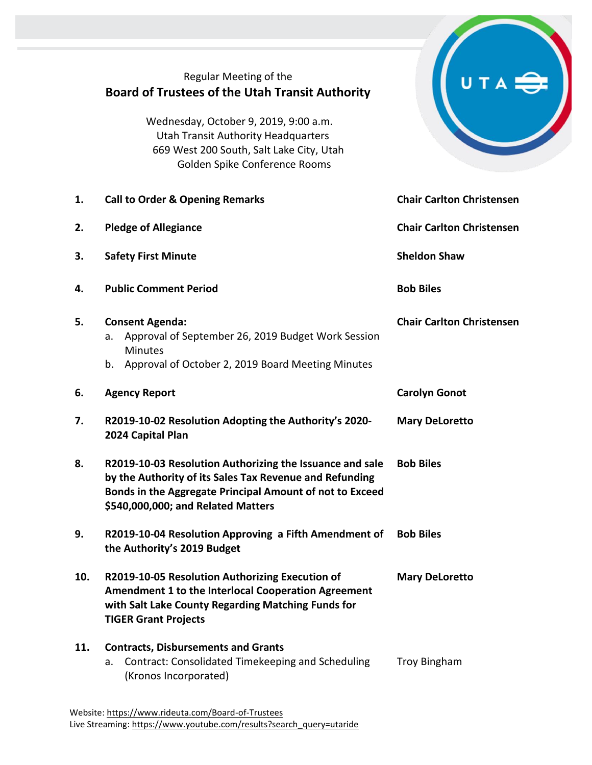Regular Meeting of the

# Board of Trustees of the Utah Transit Authority

Wednesday, October 9, 2019, 9:00 a.m.
Utah Transit Authority Headquarters
669 West 200 South, Salt Lake City, Utah
Golden Spike Conference Rooms

| | | |
|---|---|---|
| **1.** | **Call to Order & Opening Remarks** | **Chair Carlton Christensen** |
| **2.** | **Pledge of Allegiance** | **Chair Carlton Christensen** |
| **3.** | **Safety First Minute** | **Sheldon Shaw** |
| **4.** | **Public Comment Period** | **Bob Biles** |
| **5.** | **Consent Agenda:**<br>a. Approval of September 26, 2019 Budget Work Session Minutes<br>b. Approval of October 2, 2019 Board Meeting Minutes | **Chair Carlton Christensen** |
| **6.** | **Agency Report** | **Carolyn Gonot** |
| **7.** | **R2019-10-02 Resolution Adopting the Authority's 2020-2024 Capital Plan** | **Mary DeLoretto** |
| **8.** | **R2019-10-03 Resolution Authorizing the Issuance and sale by the Authority of its Sales Tax Revenue and Refunding Bonds in the Aggregate Principal Amount of not to Exceed $540,000,000; and Related Matters** | **Bob Biles** |
| **9.** | **R2019-10-04 Resolution Approving a Fifth Amendment of the Authority's 2019 Budget** | **Bob Biles** |
| **10.** | **R2019-10-05 Resolution Authorizing Execution of Amendment 1 to the Interlocal Cooperation Agreement with Salt Lake County Regarding Matching Funds for TIGER Grant Projects** | **Mary DeLoretto** |
| **11.** | **Contracts, Disbursements and Grants**<br>a. Contract: Consolidated Timekeeping and Scheduling (Kronos Incorporated) | Troy Bingham |

Website: https://www.rideuta.com/Board-of-Trustees
Live Streaming: https://www.youtube.com/results?search_query=utaride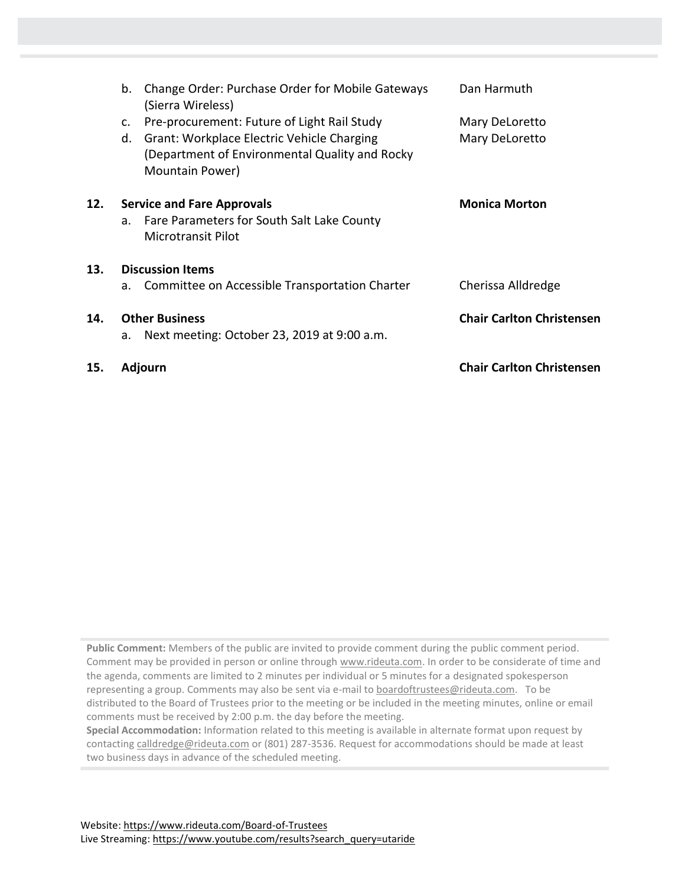b. Change Order: Purchase Order for Mobile Gateways (Sierra Wireless) — Dan Harmuth
c. Pre-procurement: Future of Light Rail Study — Mary DeLoretto
d. Grant: Workplace Electric Vehicle Charging (Department of Environmental Quality and Rocky Mountain Power) — Mary DeLoretto

**12. Service and Fare Approvals** — **Monica Morton**

a. Fare Parameters for South Salt Lake County Microtransit Pilot

**13. Discussion Items**

a. Committee on Accessible Transportation Charter — Cherissa Alldredge

**14. Other Business** — **Chair Carlton Christensen**

a. Next meeting: October 23, 2019 at 9:00 a.m.

**15. Adjourn** — **Chair Carlton Christensen**

**Public Comment:** Members of the public are invited to provide comment during the public comment period. Comment may be provided in person or online through www.rideuta.com. In order to be considerate of time and the agenda, comments are limited to 2 minutes per individual or 5 minutes for a designated spokesperson representing a group. Comments may also be sent via e-mail to boardoftrustees@rideuta.com. To be distributed to the Board of Trustees prior to the meeting or be included in the meeting minutes, online or email comments must be received by 2:00 p.m. the day before the meeting.

**Special Accommodation:** Information related to this meeting is available in alternate format upon request by contacting calldredge@rideuta.com or (801) 287-3536. Request for accommodations should be made at least two business days in advance of the scheduled meeting.

Website: https://www.rideuta.com/Board-of-Trustees
Live Streaming: https://www.youtube.com/results?search_query=utaride